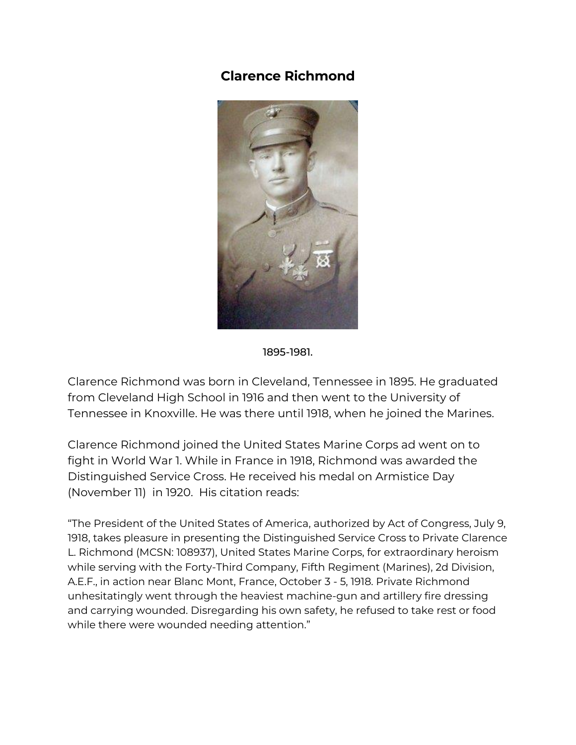# Clarence Richmond

1895-1981.

Clarence Richmond was born in Cleveland, Tennessee in 1895. He graduated from Cleveland High School in 1916 and then went to the University of Tennessee in Knoxville. He was there until 1918, when he joined the Marines.

Clarence Richmond joined the United States Marine Corps ad went on to fight in World War 1. While in France in 1918, Richmond was awarded the Distinguished Service Cross. He received his medal on Armistice Day (November 11) in 1920. His citation reads:

"The President of the United States of America, authorized by Act of Congress, July 9, 1918, takes pleasure in presenting the Distinguished Service Cross to Private Clarence L. Richmond (MCSN: 108937), United States Marine Corps, for extraordinary heroism while serving with the Forty-Third Company, Fifth Regiment (Marines), 2d Division, A.E.F., in action near Blanc Mont, France, October 3 - 5, 1918. Private Richmond unhesitatingly went through the heaviest machine-gun and artillery fire dressing and carrying wounded. Disregarding his own safety, he refused to take rest or food while there were wounded needing attention."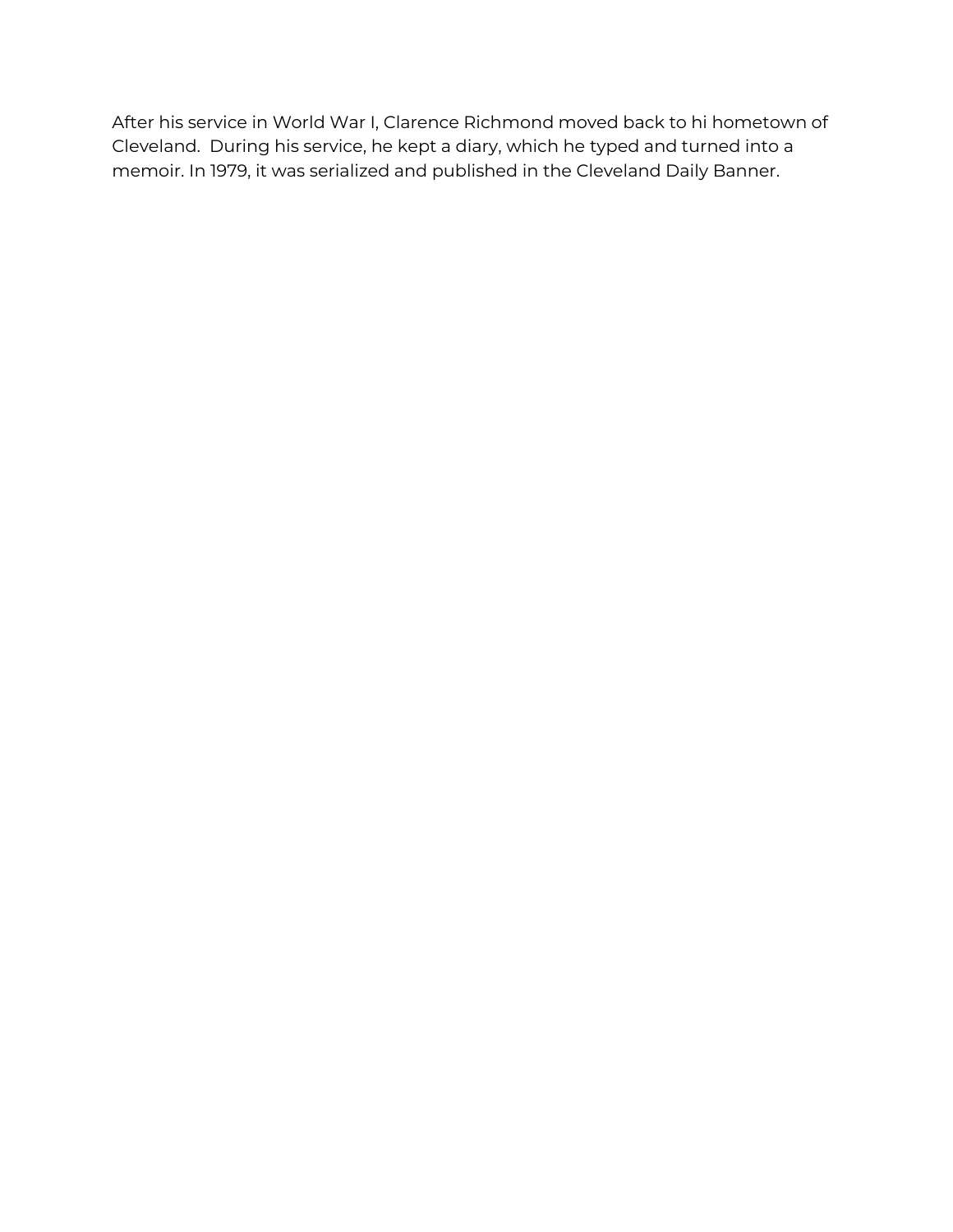After his service in World War I, Clarence Richmond moved back to hi hometown of Cleveland. During his service, he kept a diary, which he typed and turned into a memoir. In 1979, it was serialized and published in the Cleveland Daily Banner.